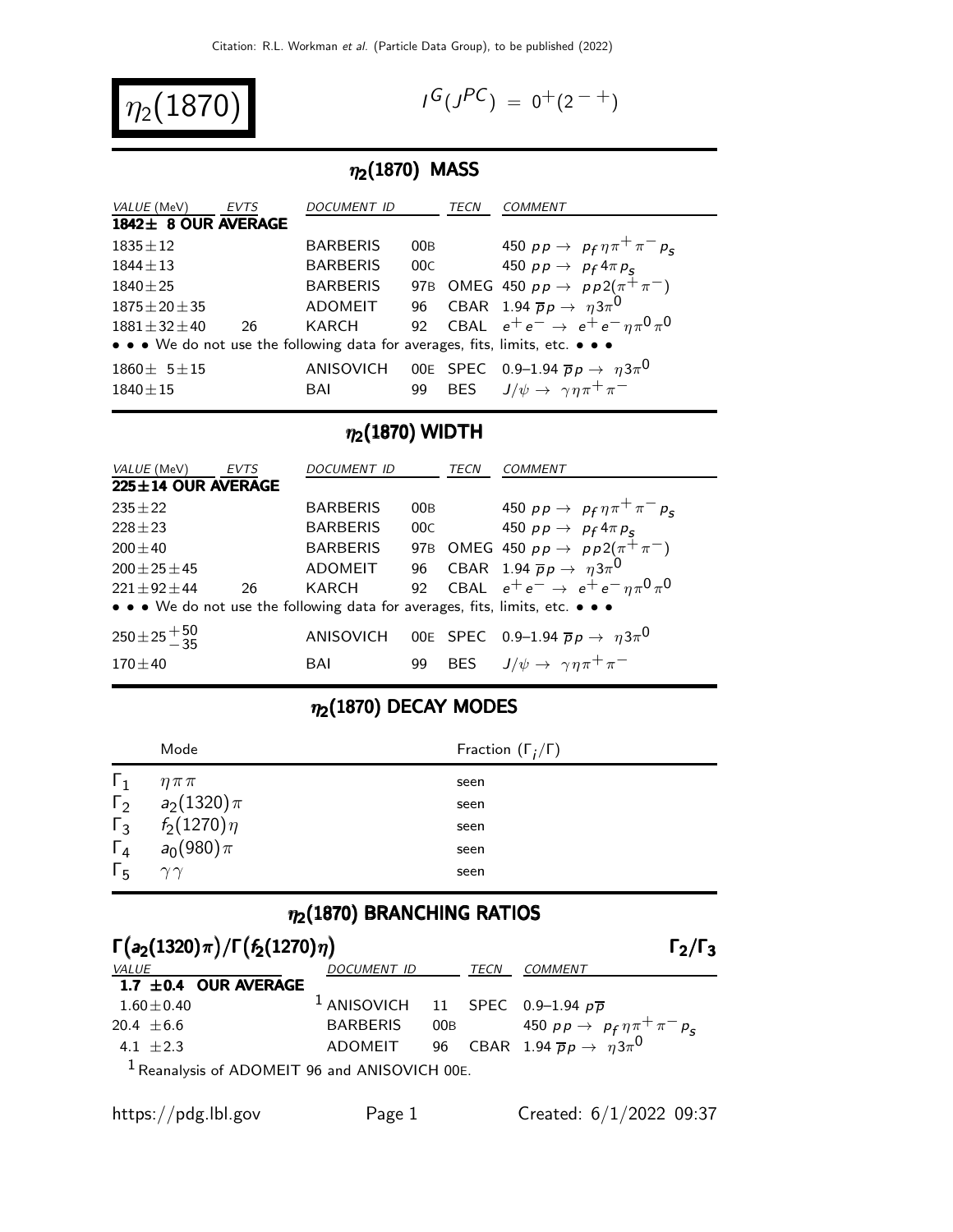# $\eta_2(1870)$

$I^G(J^{PC}) = 0^+(2^{-+})$

## $\eta_2(1870)$ MASS

| VALUE (MeV) | EVTS | DOCUMENT ID | | TECN | COMMENT |
|---|---|---|---|---|---|
| **1842± 8 OUR AVERAGE** | | | | | |
| $1835 \pm 12$ | | BARBERIS | 00B | | 450 $pp \to p_f \eta \pi^+ \pi^- p_s$ |
| $1844 \pm 13$ | | BARBERIS | 00C | | 450 $pp \to p_f 4\pi p_s$ |
| $1840 \pm 25$ | | BARBERIS | 97B | OMEG | 450 $pp \to pp2(\pi^+\pi^-)$ |
| $1875 \pm 20 \pm 35$ | | ADOMEIT | 96 | CBAR | 1.94 $\overline{p}p \to \eta 3\pi^0$ |
| $1881 \pm 32 \pm 40$ | 26 | KARCH | 92 | CBAL | $e^+e^- \to e^+e^- \eta \pi^0 \pi^0$ |
| • • • We do not use the following data for averages, fits, limits, etc. • • • | | | | | |
| $1860 \pm 5 \pm 15$ | | ANISOVICH | 00E | SPEC | 0.9–1.94 $\overline{p}p \to \eta 3\pi^0$ |
| $1840 \pm 15$ | | BAI | 99 | BES | $J/\psi \to \gamma \eta \pi^+ \pi^-$ |

## $\eta_2(1870)$ WIDTH

| VALUE (MeV) | EVTS | DOCUMENT ID | | TECN | COMMENT |
|---|---|---|---|---|---|
| **225±14 OUR AVERAGE** | | | | | |
| $235 \pm 22$ | | BARBERIS | 00B | | 450 $pp \to p_f \eta \pi^+ \pi^- p_s$ |
| $228 \pm 23$ | | BARBERIS | 00C | | 450 $pp \to p_f 4\pi p_s$ |
| $200 \pm 40$ | | BARBERIS | 97B | OMEG | 450 $pp \to pp2(\pi^+\pi^-)$ |
| $200 \pm 25 \pm 45$ | | ADOMEIT | 96 | CBAR | 1.94 $\overline{p}p \to \eta 3\pi^0$ |
| $221 \pm 92 \pm 44$ | 26 | KARCH | 92 | CBAL | $e^+e^- \to e^+e^- \eta \pi^0 \pi^0$ |
| • • • We do not use the following data for averages, fits, limits, etc. • • • | | | | | |
| $250 \pm 25 ^{+50}_{-35}$ | | ANISOVICH | 00E | SPEC | 0.9–1.94 $\overline{p}p \to \eta 3\pi^0$ |
| $170 \pm 40$ | | BAI | 99 | BES | $J/\psi \to \gamma \eta \pi^+ \pi^-$ |

## $\eta_2(1870)$ DECAY MODES

| | Mode | Fraction ($\Gamma_i/\Gamma$) |
|---|---|---|
| $\Gamma_1$ | $\eta \pi \pi$ | seen |
| $\Gamma_2$ | $a_2(1320)\pi$ | seen |
| $\Gamma_3$ | $f_2(1270)\eta$ | seen |
| $\Gamma_4$ | $a_0(980)\pi$ | seen |
| $\Gamma_5$ | $\gamma\gamma$ | seen |

## $\eta_2(1870)$ BRANCHING RATIOS

### $\Gamma(a_2(1320)\pi)/\Gamma(f_2(1270)\eta)$ — $\Gamma_2/\Gamma_3$

| VALUE | DOCUMENT ID | | TECN | COMMENT |
|---|---|---|---|---|
| **1.7 ±0.4 OUR AVERAGE** | | | | |
| $1.60 \pm 0.40$ | [1] ANISOVICH | 11 | SPEC | 0.9–1.94 $p\overline{p}$ |
| $20.4 \pm 6.6$ | BARBERIS | 00B | | 450 $pp \to p_f \eta \pi^+ \pi^- p_s$ |
| $4.1 \pm 2.3$ | ADOMEIT | 96 | CBAR | 1.94 $\overline{p}p \to \eta 3\pi^0$ |

[1] Reanalysis of ADOMEIT 96 and ANISOVICH 00E.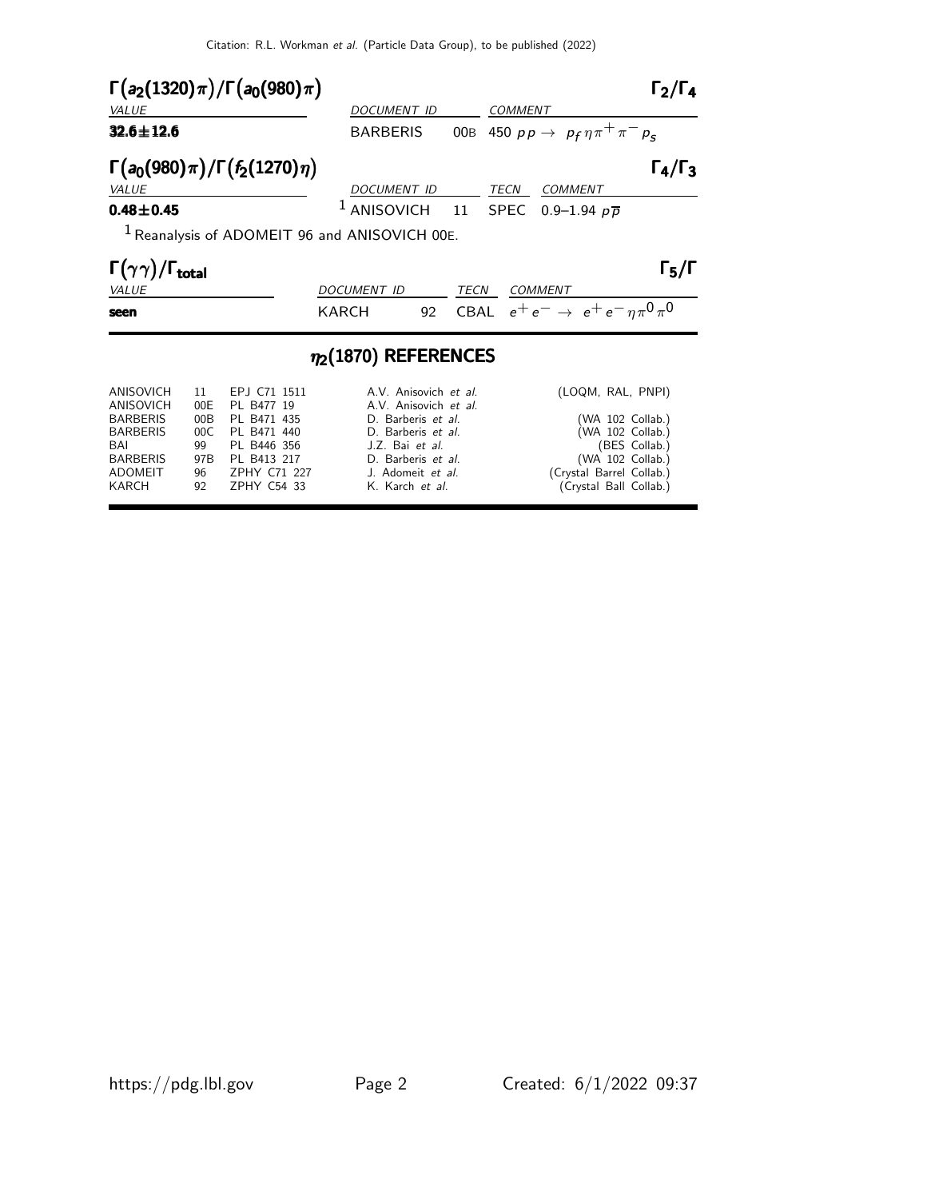### $\Gamma(a_2(1320)\pi)/\Gamma(a_0(980)\pi)$ $\Gamma_2/\Gamma_4$

| VALUE | DOCUMENT ID | | COMMENT |
|---|---|---|---|
| **32.6±12.6** | BARBERIS | 00B | 450 $pp \rightarrow p_f \eta \pi^+ \pi^- p_s$ |

### $\Gamma(a_0(980)\pi)/\Gamma(f_2(1270)\eta)$ $\Gamma_4/\Gamma_3$

| VALUE | DOCUMENT ID | | TECN | COMMENT |
|---|---|---|---|---|
| **0.48±0.45** | [1] ANISOVICH | 11 | SPEC | 0.9–1.94 $p\overline{p}$ |

[1] Reanalysis of ADOMEIT 96 and ANISOVICH 00E.

### $\Gamma(\gamma\gamma)/\Gamma_{\text{total}}$ $\Gamma_5/\Gamma$

| VALUE | DOCUMENT ID | | TECN | COMMENT |
|---|---|---|---|---|
| **seen** | KARCH | 92 | CBAL | $e^+e^- \rightarrow e^+e^-\eta\pi^0\pi^0$ |

## $\eta_2(1870)$ REFERENCES

| | | | | |
|---|---|---|---|---|
| ANISOVICH | 11 | EPJ C71 1511 | A.V. Anisovich *et al.* | (LOQM, RAL, PNPI) |
| ANISOVICH | 00E | PL B477 19 | A.V. Anisovich *et al.* | |
| BARBERIS | 00B | PL B471 435 | D. Barberis *et al.* | (WA 102 Collab.) |
| BARBERIS | 00C | PL B471 440 | D. Barberis *et al.* | (WA 102 Collab.) |
| BAI | 99 | PL B446 356 | J.Z. Bai *et al.* | (BES Collab.) |
| BARBERIS | 97B | PL B413 217 | D. Barberis *et al.* | (WA 102 Collab.) |
| ADOMEIT | 96 | ZPHY C71 227 | J. Adomeit *et al.* | (Crystal Barrel Collab.) |
| KARCH | 92 | ZPHY C54 33 | K. Karch *et al.* | (Crystal Ball Collab.) |